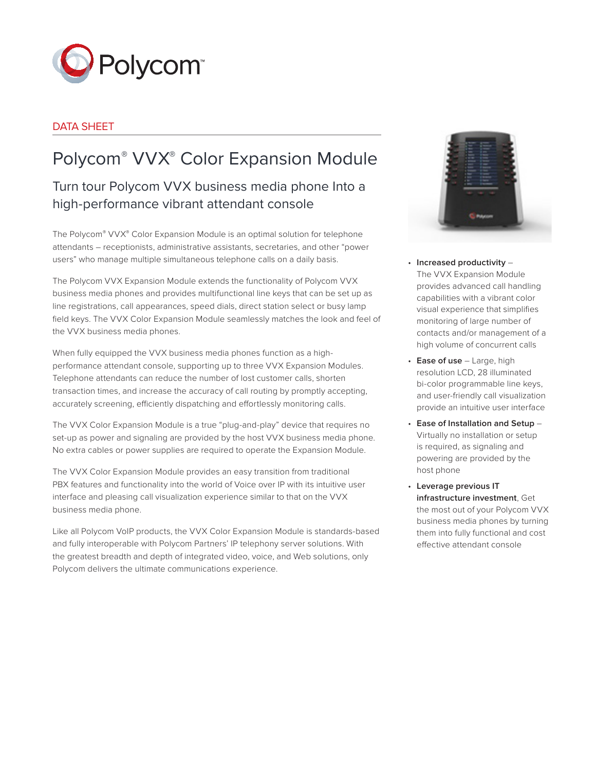DATA SHEET

# Polycom® VVX® Color Expansion Module

## Turn tour Polycom VVX business media phone Into a high-performance vibrant attendant console

The Polycom® VVX® Color Expansion Module is an optimal solution for telephone attendants – receptionists, administrative assistants, secretaries, and other "power users" who manage multiple simultaneous telephone calls on a daily basis.

The Polycom VVX Expansion Module extends the functionality of Polycom VVX business media phones and provides multifunctional line keys that can be set up as line registrations, call appearances, speed dials, direct station select or busy lamp field keys. The VVX Color Expansion Module seamlessly matches the look and feel of the VVX business media phones.

When fully equipped the VVX business media phones function as a high-performance attendant console, supporting up to three VVX Expansion Modules. Telephone attendants can reduce the number of lost customer calls, shorten transaction times, and increase the accuracy of call routing by promptly accepting, accurately screening, efficiently dispatching and effortlessly monitoring calls.

The VVX Color Expansion Module is a true "plug-and-play" device that requires no set-up as power and signaling are provided by the host VVX business media phone. No extra cables or power supplies are required to operate the Expansion Module.

The VVX Color Expansion Module provides an easy transition from traditional PBX features and functionality into the world of Voice over IP with its intuitive user interface and pleasing call visualization experience similar to that on the VVX business media phone.

Like all Polycom VoIP products, the VVX Color Expansion Module is standards-based and fully interoperable with Polycom Partners' IP telephony server solutions. With the greatest breadth and depth of integrated video, voice, and Web solutions, only Polycom delivers the ultimate communications experience.

- **Increased productivity** – The VVX Expansion Module provides advanced call handling capabilities with a vibrant color visual experience that simplifies monitoring of large number of contacts and/or management of a high volume of concurrent calls
- **Ease of use** – Large, high resolution LCD, 28 illuminated bi-color programmable line keys, and user-friendly call visualization provide an intuitive user interface
- **Ease of Installation and Setup** – Virtually no installation or setup is required, as signaling and powering are provided by the host phone
- **Leverage previous IT infrastructure investment**, Get the most out of your Polycom VVX business media phones by turning them into fully functional and cost effective attendant console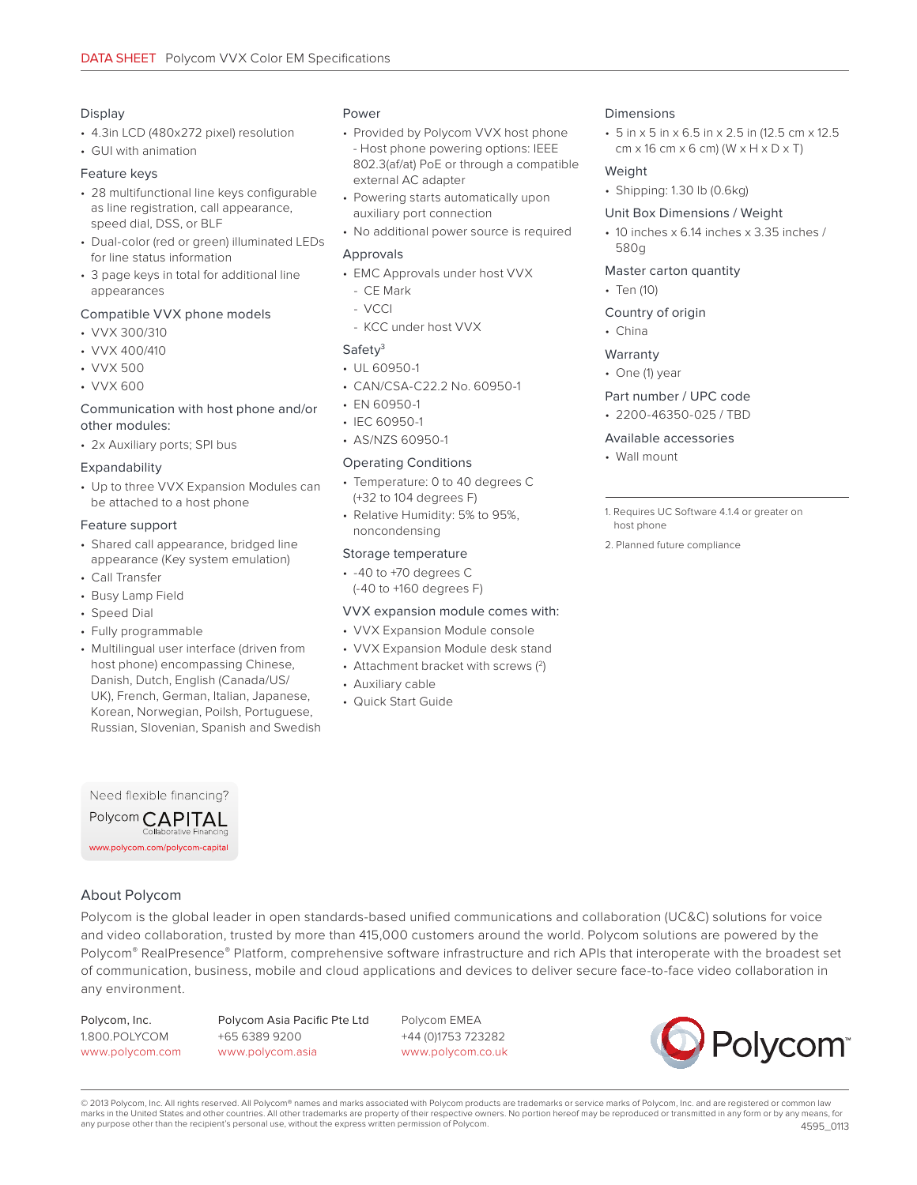## Display

- 4.3in LCD (480x272 pixel) resolution
- GUI with animation

## Feature keys

- 28 multifunctional line keys configurable as line registration, call appearance, speed dial, DSS, or BLF
- Dual-color (red or green) illuminated LEDs for line status information
- 3 page keys in total for additional line appearances

## Compatible VVX phone models

- VVX 300/310
- VVX 400/410
- VVX 500
- VVX 600

## Communication with host phone and/or other modules:

- 2x Auxiliary ports; SPI bus

## Expandability

- Up to three VVX Expansion Modules can be attached to a host phone

## Feature support

- Shared call appearance, bridged line appearance (Key system emulation)
- Call Transfer
- Busy Lamp Field
- Speed Dial
- Fully programmable
- Multilingual user interface (driven from host phone) encompassing Chinese, Danish, Dutch, English (Canada/US/UK), French, German, Italian, Japanese, Korean, Norwegian, Poilsh, Portuguese, Russian, Slovenian, Spanish and Swedish

## Power

- Provided by Polycom VVX host phone - Host phone powering options: IEEE 802.3(af/at) PoE or through a compatible external AC adapter
- Powering starts automatically upon auxiliary port connection
- No additional power source is required

## Approvals

- EMC Approvals under host VVX
  - CE Mark
  - VCCI
  - KCC under host VVX

## Safety[3]

- UL 60950-1
- CAN/CSA-C22.2 No. 60950-1
- EN 60950-1
- IEC 60950-1
- AS/NZS 60950-1

## Operating Conditions

- Temperature: 0 to 40 degrees C (+32 to 104 degrees F)
- Relative Humidity: 5% to 95%, noncondensing

## Storage temperature

- -40 to +70 degrees C (-40 to +160 degrees F)

## VVX expansion module comes with:

- VVX Expansion Module console
- VVX Expansion Module desk stand
- Attachment bracket with screws (2)
- Auxiliary cable
- Quick Start Guide

## Dimensions

- 5 in x 5 in x 6.5 in x 2.5 in (12.5 cm x 12.5 cm x 16 cm x 6 cm) (W x H x D x T)

## Weight

- Shipping: 1.30 lb (0.6kg)

## Unit Box Dimensions / Weight

- 10 inches x 6.14 inches x 3.35 inches / 580g

## Master carton quantity

- Ten (10)

## Country of origin

- China

## Warranty

- One (1) year

## Part number / UPC code

- 2200-46350-025 / TBD

## Available accessories

- Wall mount

1. Requires UC Software 4.1.4 or greater on host phone
2. Planned future compliance

Need flexible financing?
Polycom CAPITAL
Collaborative Financing
www.polycom.com/polycom-capital

## About Polycom

Polycom is the global leader in open standards-based unified communications and collaboration (UC&C) solutions for voice and video collaboration, trusted by more than 415,000 customers around the world. Polycom solutions are powered by the Polycom® RealPresence® Platform, comprehensive software infrastructure and rich APIs that interoperate with the broadest set of communication, business, mobile and cloud applications and devices to deliver secure face-to-face video collaboration in any environment.

Polycom, Inc.
1.800.POLYCOM
www.polycom.com

Polycom Asia Pacific Pte Ltd
+65 6389 9200
www.polycom.asia

Polycom EMEA
+44 (0)1753 723282
www.polycom.co.uk

© 2013 Polycom, Inc. All rights reserved. All Polycom® names and marks associated with Polycom products are trademarks or service marks of Polycom, Inc. and are registered or common law marks in the United States and other countries. All other trademarks are property of their respective owners. No portion hereof may be reproduced or transmitted in any form or by any means, for any purpose other than the recipient's personal use, without the express written permission of Polycom.

4595_0113